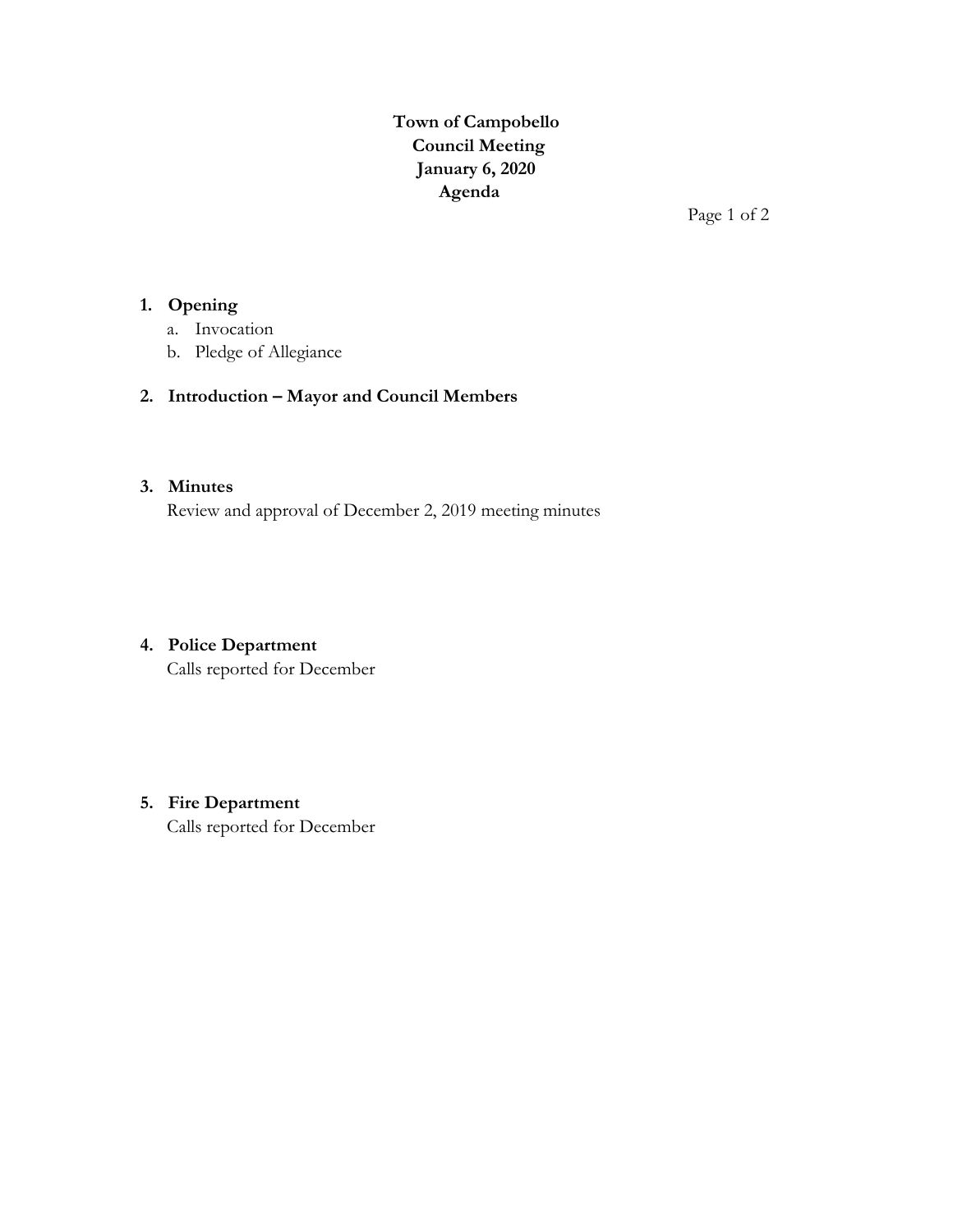# Town of Campobello
## Council Meeting
## January 6, 2020
## Agenda

1. **Opening**
   a. Invocation
   b. Pledge of Allegiance

2. **Introduction – Mayor and Council Members**

3. **Minutes**
   Review and approval of December 2, 2019 meeting minutes

4. **Police Department**
   Calls reported for December

5. **Fire Department**
   Calls reported for December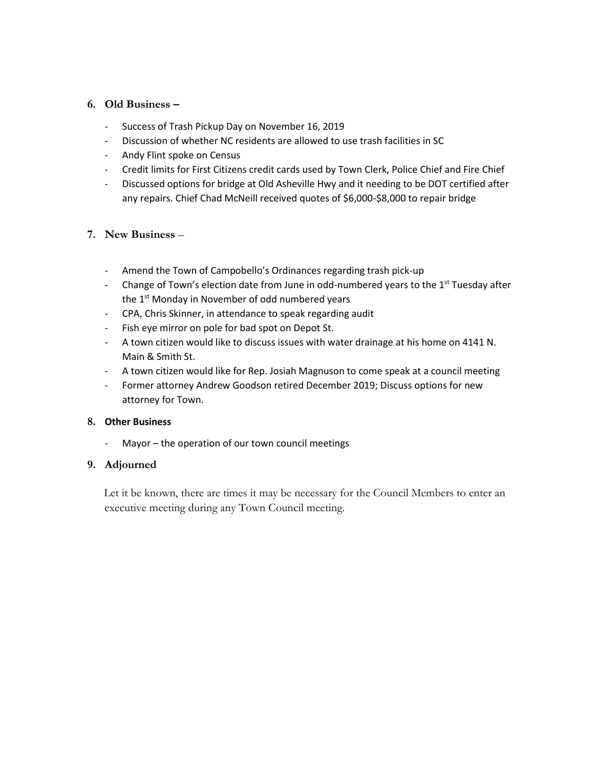## 6. Old Business –

- Success of Trash Pickup Day on November 16, 2019
- Discussion of whether NC residents are allowed to use trash facilities in SC
- Andy Flint spoke on Census
- Credit limits for First Citizens credit cards used by Town Clerk, Police Chief and Fire Chief
- Discussed options for bridge at Old Asheville Hwy and it needing to be DOT certified after any repairs. Chief Chad McNeill received quotes of $6,000-$8,000 to repair bridge

## 7. New Business –

- Amend the Town of Campobello's Ordinances regarding trash pick-up
- Change of Town's election date from June in odd-numbered years to the 1st Tuesday after the 1st Monday in November of odd numbered years
- CPA, Chris Skinner, in attendance to speak regarding audit
- Fish eye mirror on pole for bad spot on Depot St.
- A town citizen would like to discuss issues with water drainage at his home on 4141 N. Main & Smith St.
- A town citizen would like for Rep. Josiah Magnuson to come speak at a council meeting
- Former attorney Andrew Goodson retired December 2019; Discuss options for new attorney for Town.

## 8. Other Business

- Mayor – the operation of our town council meetings

## 9. Adjourned

Let it be known, there are times it may be necessary for the Council Members to enter an executive meeting during any Town Council meeting.